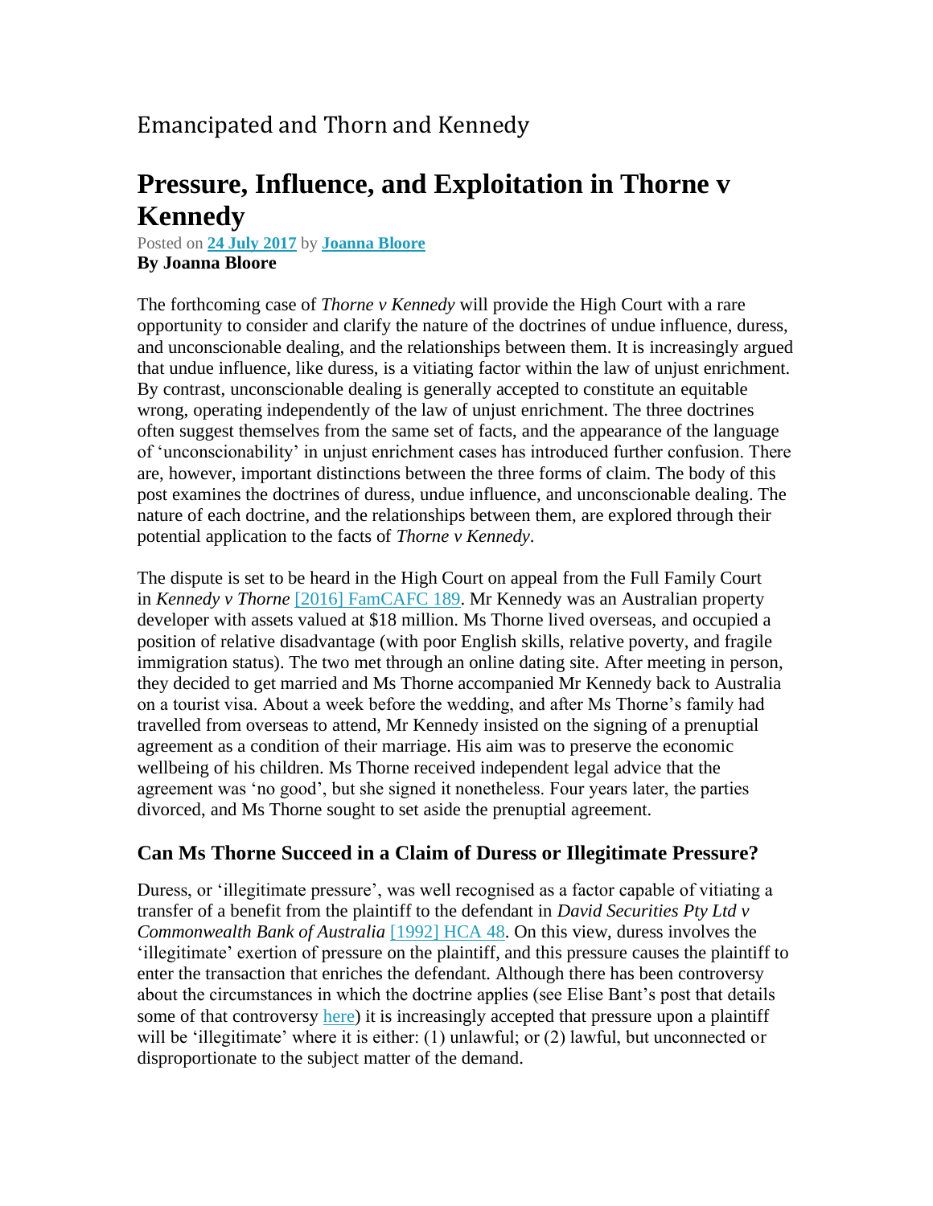Emancipated and Thorn and Kennedy

# Pressure, Influence, and Exploitation in Thorne v Kennedy

Posted on **24 July 2017** by **Joanna Bloore**
**By Joanna Bloore**

The forthcoming case of *Thorne v Kennedy* will provide the High Court with a rare opportunity to consider and clarify the nature of the doctrines of undue influence, duress, and unconscionable dealing, and the relationships between them. It is increasingly argued that undue influence, like duress, is a vitiating factor within the law of unjust enrichment. By contrast, unconscionable dealing is generally accepted to constitute an equitable wrong, operating independently of the law of unjust enrichment. The three doctrines often suggest themselves from the same set of facts, and the appearance of the language of 'unconscionability' in unjust enrichment cases has introduced further confusion. There are, however, important distinctions between the three forms of claim. The body of this post examines the doctrines of duress, undue influence, and unconscionable dealing. The nature of each doctrine, and the relationships between them, are explored through their potential application to the facts of *Thorne v Kennedy*.

The dispute is set to be heard in the High Court on appeal from the Full Family Court in *Kennedy v Thorne* [2016] FamCAFC 189. Mr Kennedy was an Australian property developer with assets valued at $18 million. Ms Thorne lived overseas, and occupied a position of relative disadvantage (with poor English skills, relative poverty, and fragile immigration status). The two met through an online dating site. After meeting in person, they decided to get married and Ms Thorne accompanied Mr Kennedy back to Australia on a tourist visa. About a week before the wedding, and after Ms Thorne's family had travelled from overseas to attend, Mr Kennedy insisted on the signing of a prenuptial agreement as a condition of their marriage. His aim was to preserve the economic wellbeing of his children. Ms Thorne received independent legal advice that the agreement was 'no good', but she signed it nonetheless. Four years later, the parties divorced, and Ms Thorne sought to set aside the prenuptial agreement.

### Can Ms Thorne Succeed in a Claim of Duress or Illegitimate Pressure?

Duress, or 'illegitimate pressure', was well recognised as a factor capable of vitiating a transfer of a benefit from the plaintiff to the defendant in *David Securities Pty Ltd v Commonwealth Bank of Australia* [1992] HCA 48. On this view, duress involves the 'illegitimate' exertion of pressure on the plaintiff, and this pressure causes the plaintiff to enter the transaction that enriches the defendant. Although there has been controversy about the circumstances in which the doctrine applies (see Elise Bant's post that details some of that controversy here) it is increasingly accepted that pressure upon a plaintiff will be 'illegitimate' where it is either: (1) unlawful; or (2) lawful, but unconnected or disproportionate to the subject matter of the demand.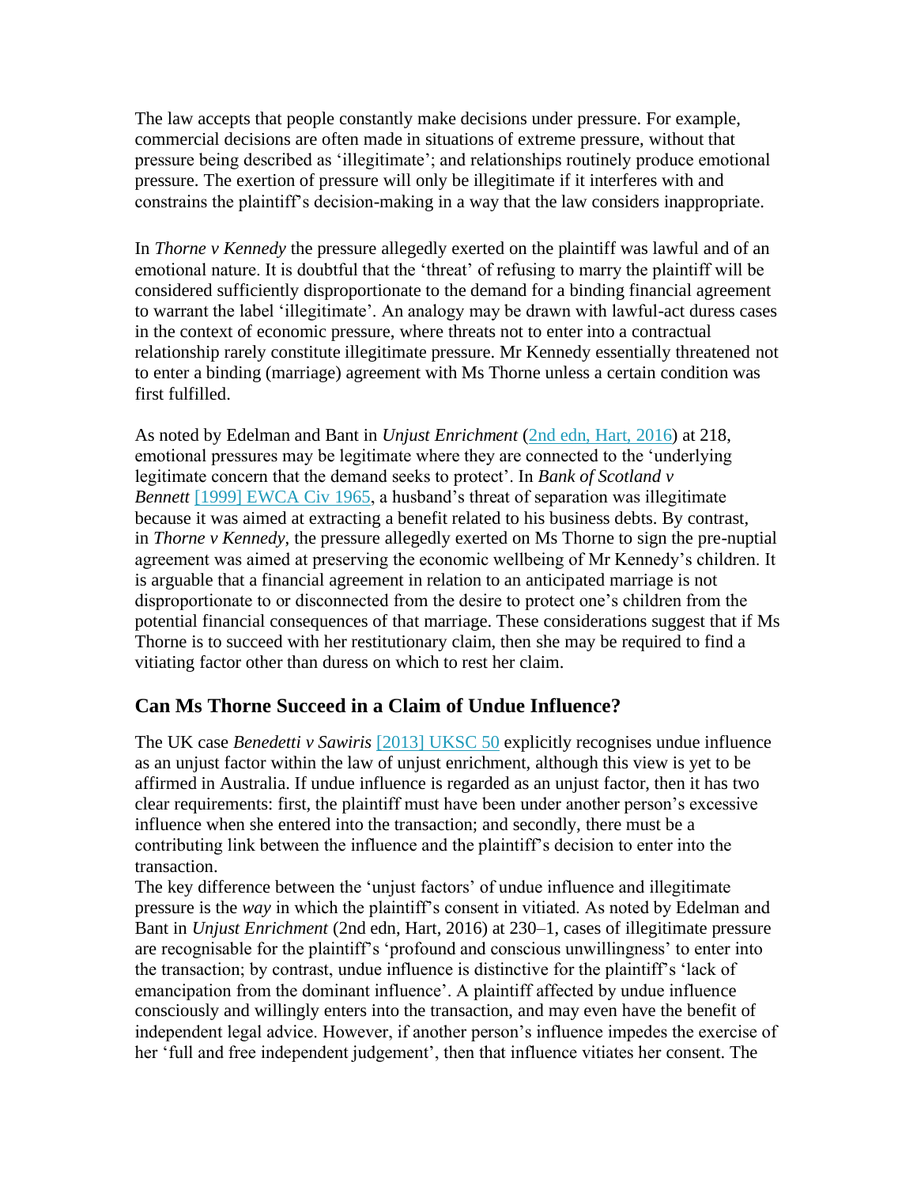The law accepts that people constantly make decisions under pressure. For example, commercial decisions are often made in situations of extreme pressure, without that pressure being described as 'illegitimate'; and relationships routinely produce emotional pressure. The exertion of pressure will only be illegitimate if it interferes with and constrains the plaintiff's decision-making in a way that the law considers inappropriate.

In *Thorne v Kennedy* the pressure allegedly exerted on the plaintiff was lawful and of an emotional nature. It is doubtful that the 'threat' of refusing to marry the plaintiff will be considered sufficiently disproportionate to the demand for a binding financial agreement to warrant the label 'illegitimate'. An analogy may be drawn with lawful-act duress cases in the context of economic pressure, where threats not to enter into a contractual relationship rarely constitute illegitimate pressure. Mr Kennedy essentially threatened not to enter a binding (marriage) agreement with Ms Thorne unless a certain condition was first fulfilled.

As noted by Edelman and Bant in *Unjust Enrichment* (2nd edn, Hart, 2016) at 218, emotional pressures may be legitimate where they are connected to the 'underlying legitimate concern that the demand seeks to protect'. In *Bank of Scotland v Bennett* [1999] EWCA Civ 1965, a husband's threat of separation was illegitimate because it was aimed at extracting a benefit related to his business debts. By contrast, in *Thorne v Kennedy*, the pressure allegedly exerted on Ms Thorne to sign the pre-nuptial agreement was aimed at preserving the economic wellbeing of Mr Kennedy's children. It is arguable that a financial agreement in relation to an anticipated marriage is not disproportionate to or disconnected from the desire to protect one's children from the potential financial consequences of that marriage. These considerations suggest that if Ms Thorne is to succeed with her restitutionary claim, then she may be required to find a vitiating factor other than duress on which to rest her claim.

## Can Ms Thorne Succeed in a Claim of Undue Influence?

The UK case *Benedetti v Sawiris* [2013] UKSC 50 explicitly recognises undue influence as an unjust factor within the law of unjust enrichment, although this view is yet to be affirmed in Australia. If undue influence is regarded as an unjust factor, then it has two clear requirements: first, the plaintiff must have been under another person's excessive influence when she entered into the transaction; and secondly, there must be a contributing link between the influence and the plaintiff's decision to enter into the transaction.

The key difference between the 'unjust factors' of undue influence and illegitimate pressure is the *way* in which the plaintiff's consent in vitiated. As noted by Edelman and Bant in *Unjust Enrichment* (2nd edn, Hart, 2016) at 230–1, cases of illegitimate pressure are recognisable for the plaintiff's 'profound and conscious unwillingness' to enter into the transaction; by contrast, undue influence is distinctive for the plaintiff's 'lack of emancipation from the dominant influence'. A plaintiff affected by undue influence consciously and willingly enters into the transaction, and may even have the benefit of independent legal advice. However, if another person's influence impedes the exercise of her 'full and free independent judgement', then that influence vitiates her consent. The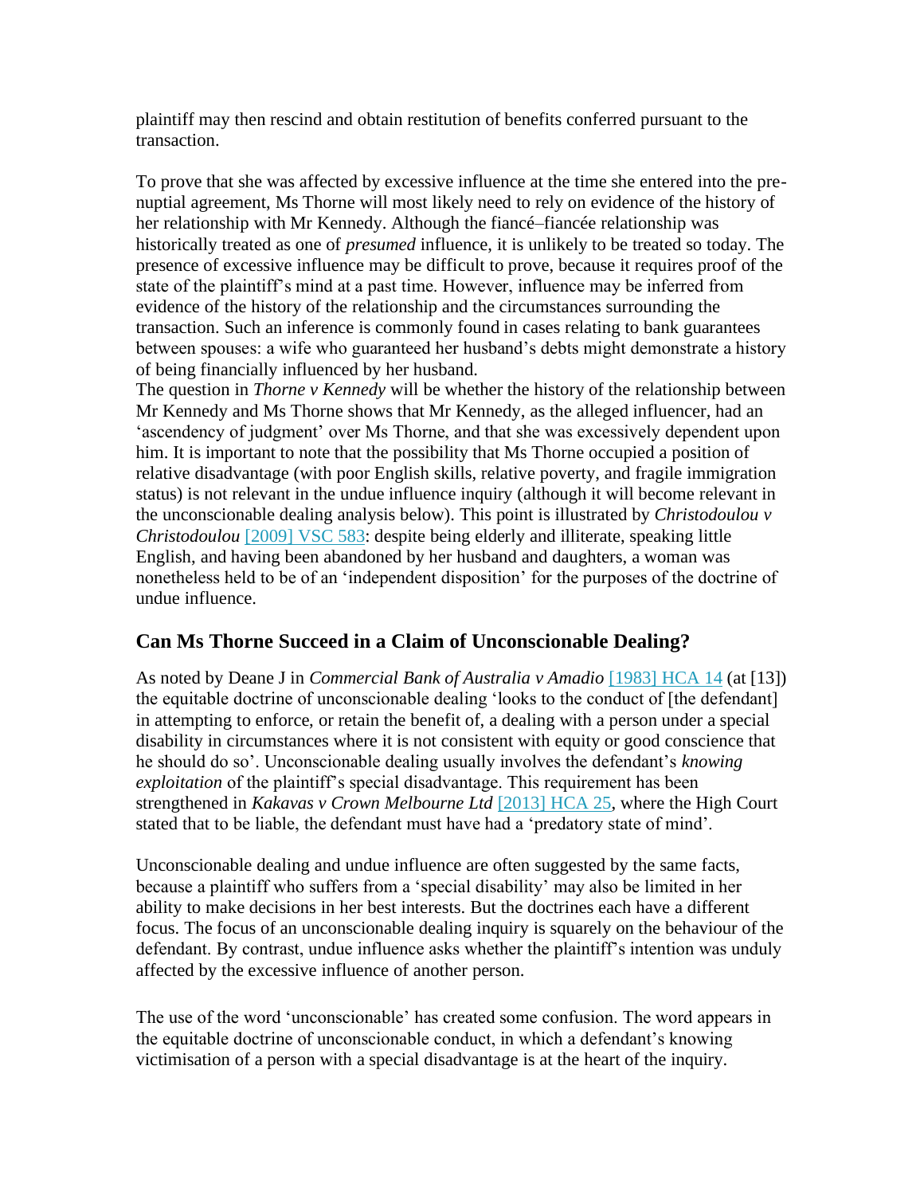plaintiff may then rescind and obtain restitution of benefits conferred pursuant to the transaction.

To prove that she was affected by excessive influence at the time she entered into the pre-nuptial agreement, Ms Thorne will most likely need to rely on evidence of the history of her relationship with Mr Kennedy. Although the fiancé–fiancée relationship was historically treated as one of *presumed* influence, it is unlikely to be treated so today. The presence of excessive influence may be difficult to prove, because it requires proof of the state of the plaintiff's mind at a past time. However, influence may be inferred from evidence of the history of the relationship and the circumstances surrounding the transaction. Such an inference is commonly found in cases relating to bank guarantees between spouses: a wife who guaranteed her husband's debts might demonstrate a history of being financially influenced by her husband.

The question in *Thorne v Kennedy* will be whether the history of the relationship between Mr Kennedy and Ms Thorne shows that Mr Kennedy, as the alleged influencer, had an 'ascendency of judgment' over Ms Thorne, and that she was excessively dependent upon him. It is important to note that the possibility that Ms Thorne occupied a position of relative disadvantage (with poor English skills, relative poverty, and fragile immigration status) is not relevant in the undue influence inquiry (although it will become relevant in the unconscionable dealing analysis below). This point is illustrated by *Christodoulou v Christodoulou* [2009] VSC 583: despite being elderly and illiterate, speaking little English, and having been abandoned by her husband and daughters, a woman was nonetheless held to be of an 'independent disposition' for the purposes of the doctrine of undue influence.

## Can Ms Thorne Succeed in a Claim of Unconscionable Dealing?

As noted by Deane J in *Commercial Bank of Australia v Amadio* [1983] HCA 14 (at [13]) the equitable doctrine of unconscionable dealing 'looks to the conduct of [the defendant] in attempting to enforce, or retain the benefit of, a dealing with a person under a special disability in circumstances where it is not consistent with equity or good conscience that he should do so'. Unconscionable dealing usually involves the defendant's *knowing exploitation* of the plaintiff's special disadvantage. This requirement has been strengthened in *Kakavas v Crown Melbourne Ltd* [2013] HCA 25, where the High Court stated that to be liable, the defendant must have had a 'predatory state of mind'.

Unconscionable dealing and undue influence are often suggested by the same facts, because a plaintiff who suffers from a 'special disability' may also be limited in her ability to make decisions in her best interests. But the doctrines each have a different focus. The focus of an unconscionable dealing inquiry is squarely on the behaviour of the defendant. By contrast, undue influence asks whether the plaintiff's intention was unduly affected by the excessive influence of another person.

The use of the word 'unconscionable' has created some confusion. The word appears in the equitable doctrine of unconscionable conduct, in which a defendant's knowing victimisation of a person with a special disadvantage is at the heart of the inquiry.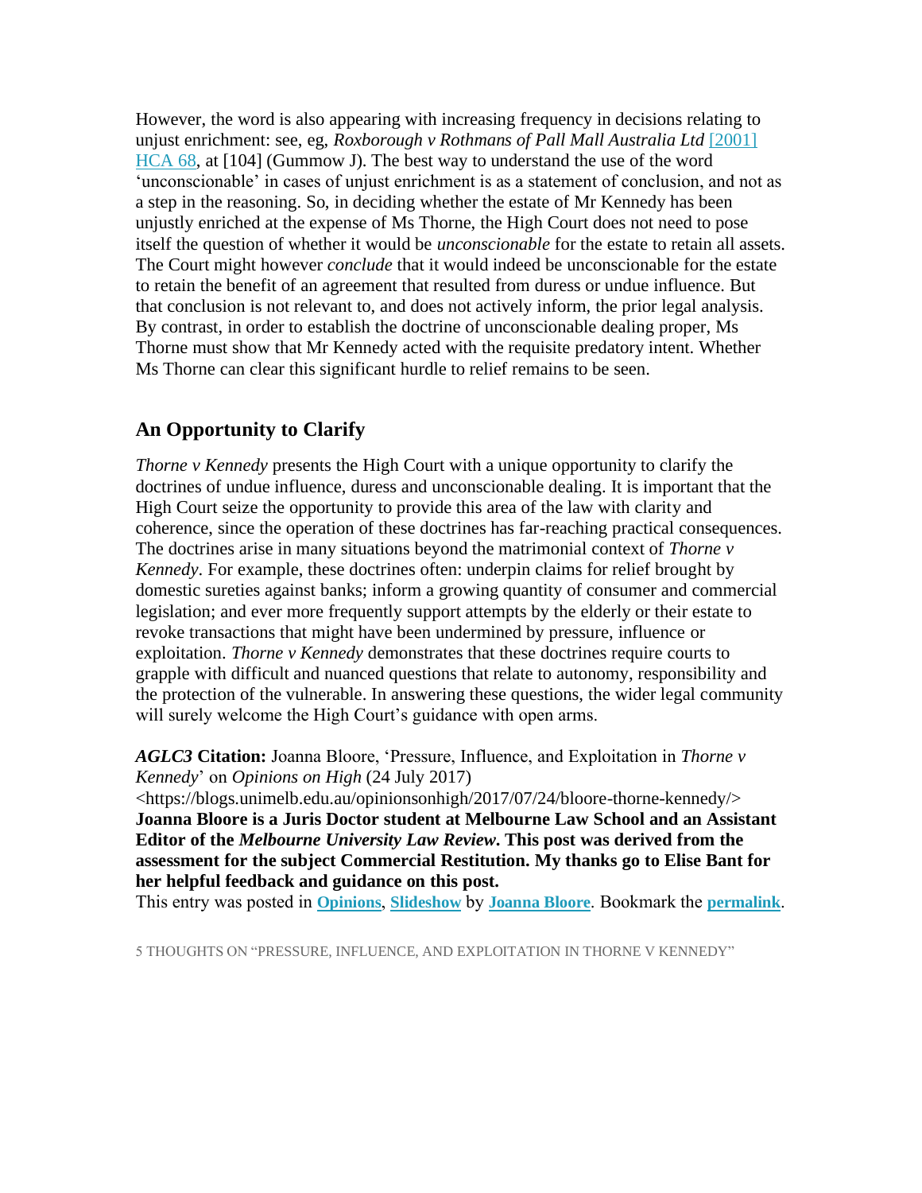However, the word is also appearing with increasing frequency in decisions relating to unjust enrichment: see, eg, *Roxborough v Rothmans of Pall Mall Australia Ltd* [2001] HCA 68, at [104] (Gummow J). The best way to understand the use of the word 'unconscionable' in cases of unjust enrichment is as a statement of conclusion, and not as a step in the reasoning. So, in deciding whether the estate of Mr Kennedy has been unjustly enriched at the expense of Ms Thorne, the High Court does not need to pose itself the question of whether it would be *unconscionable* for the estate to retain all assets. The Court might however *conclude* that it would indeed be unconscionable for the estate to retain the benefit of an agreement that resulted from duress or undue influence. But that conclusion is not relevant to, and does not actively inform, the prior legal analysis. By contrast, in order to establish the doctrine of unconscionable dealing proper, Ms Thorne must show that Mr Kennedy acted with the requisite predatory intent. Whether Ms Thorne can clear this significant hurdle to relief remains to be seen.

## An Opportunity to Clarify

*Thorne v Kennedy* presents the High Court with a unique opportunity to clarify the doctrines of undue influence, duress and unconscionable dealing. It is important that the High Court seize the opportunity to provide this area of the law with clarity and coherence, since the operation of these doctrines has far-reaching practical consequences. The doctrines arise in many situations beyond the matrimonial context of *Thorne v Kennedy*. For example, these doctrines often: underpin claims for relief brought by domestic sureties against banks; inform a growing quantity of consumer and commercial legislation; and ever more frequently support attempts by the elderly or their estate to revoke transactions that might have been undermined by pressure, influence or exploitation. *Thorne v Kennedy* demonstrates that these doctrines require courts to grapple with difficult and nuanced questions that relate to autonomy, responsibility and the protection of the vulnerable. In answering these questions, the wider legal community will surely welcome the High Court's guidance with open arms.

***AGLC3* Citation:** Joanna Bloore, 'Pressure, Influence, and Exploitation in *Thorne v Kennedy*' on *Opinions on High* (24 July 2017) <https://blogs.unimelb.edu.au/opinionsonhigh/2017/07/24/bloore-thorne-kennedy/>

**Joanna Bloore is a Juris Doctor student at Melbourne Law School and an Assistant Editor of the *Melbourne University Law Review*. This post was derived from the assessment for the subject Commercial Restitution. My thanks go to Elise Bant for her helpful feedback and guidance on this post.**

This entry was posted in **Opinions**, **Slideshow** by **Joanna Bloore**. Bookmark the **permalink**.

5 THOUGHTS ON "PRESSURE, INFLUENCE, AND EXPLOITATION IN THORNE V KENNEDY"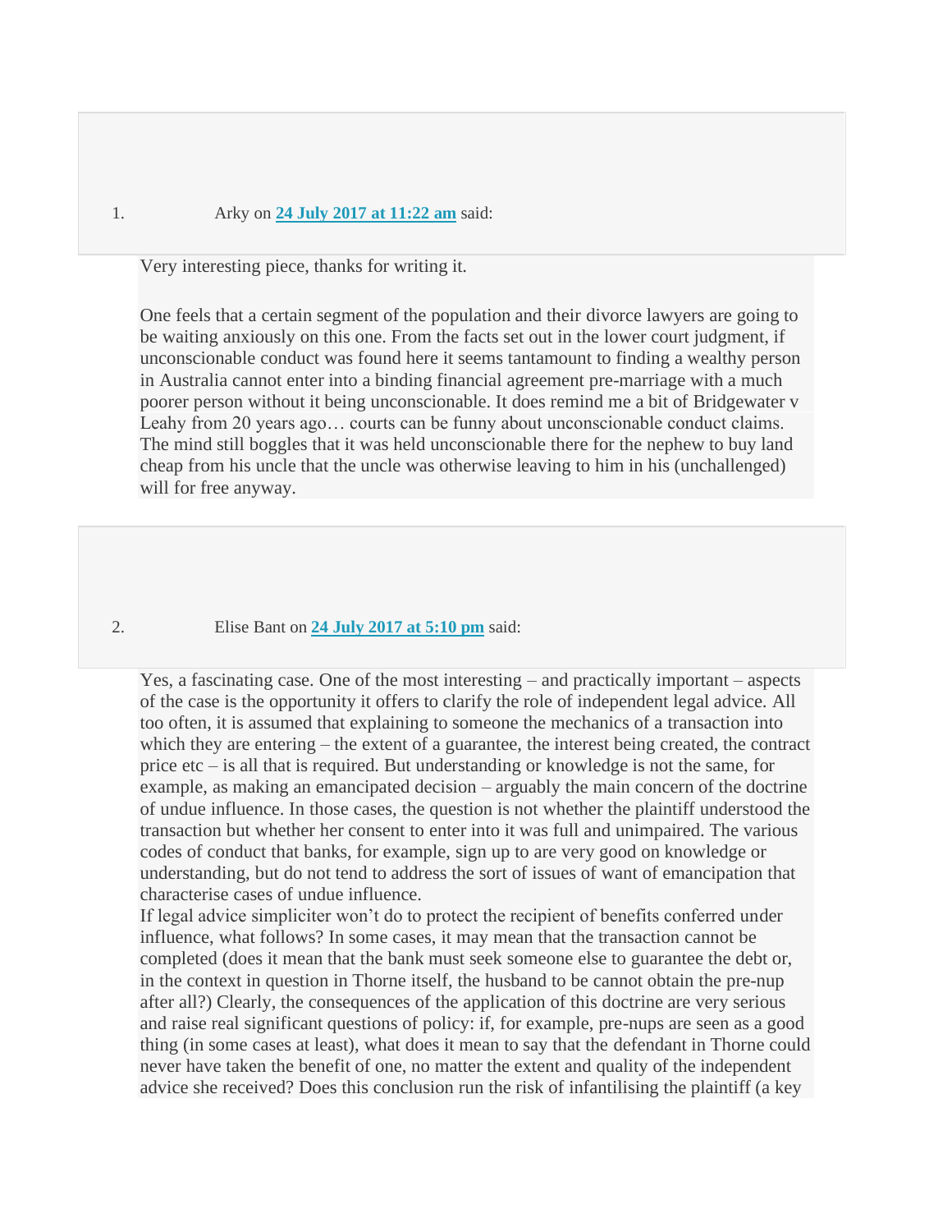1. Arky on **24 July 2017 at 11:22 am** said:

Very interesting piece, thanks for writing it.

One feels that a certain segment of the population and their divorce lawyers are going to be waiting anxiously on this one. From the facts set out in the lower court judgment, if unconscionable conduct was found here it seems tantamount to finding a wealthy person in Australia cannot enter into a binding financial agreement pre-marriage with a much poorer person without it being unconscionable. It does remind me a bit of Bridgewater v Leahy from 20 years ago… courts can be funny about unconscionable conduct claims. The mind still boggles that it was held unconscionable there for the nephew to buy land cheap from his uncle that the uncle was otherwise leaving to him in his (unchallenged) will for free anyway.

2. Elise Bant on **24 July 2017 at 5:10 pm** said:

Yes, a fascinating case. One of the most interesting – and practically important – aspects of the case is the opportunity it offers to clarify the role of independent legal advice. All too often, it is assumed that explaining to someone the mechanics of a transaction into which they are entering – the extent of a guarantee, the interest being created, the contract price etc – is all that is required. But understanding or knowledge is not the same, for example, as making an emancipated decision – arguably the main concern of the doctrine of undue influence. In those cases, the question is not whether the plaintiff understood the transaction but whether her consent to enter into it was full and unimpaired. The various codes of conduct that banks, for example, sign up to are very good on knowledge or understanding, but do not tend to address the sort of issues of want of emancipation that characterise cases of undue influence.
If legal advice simpliciter won't do to protect the recipient of benefits conferred under influence, what follows? In some cases, it may mean that the transaction cannot be completed (does it mean that the bank must seek someone else to guarantee the debt or, in the context in question in Thorne itself, the husband to be cannot obtain the pre-nup after all?) Clearly, the consequences of the application of this doctrine are very serious and raise real significant questions of policy: if, for example, pre-nups are seen as a good thing (in some cases at least), what does it mean to say that the defendant in Thorne could never have taken the benefit of one, no matter the extent and quality of the independent advice she received? Does this conclusion run the risk of infantilising the plaintiff (a key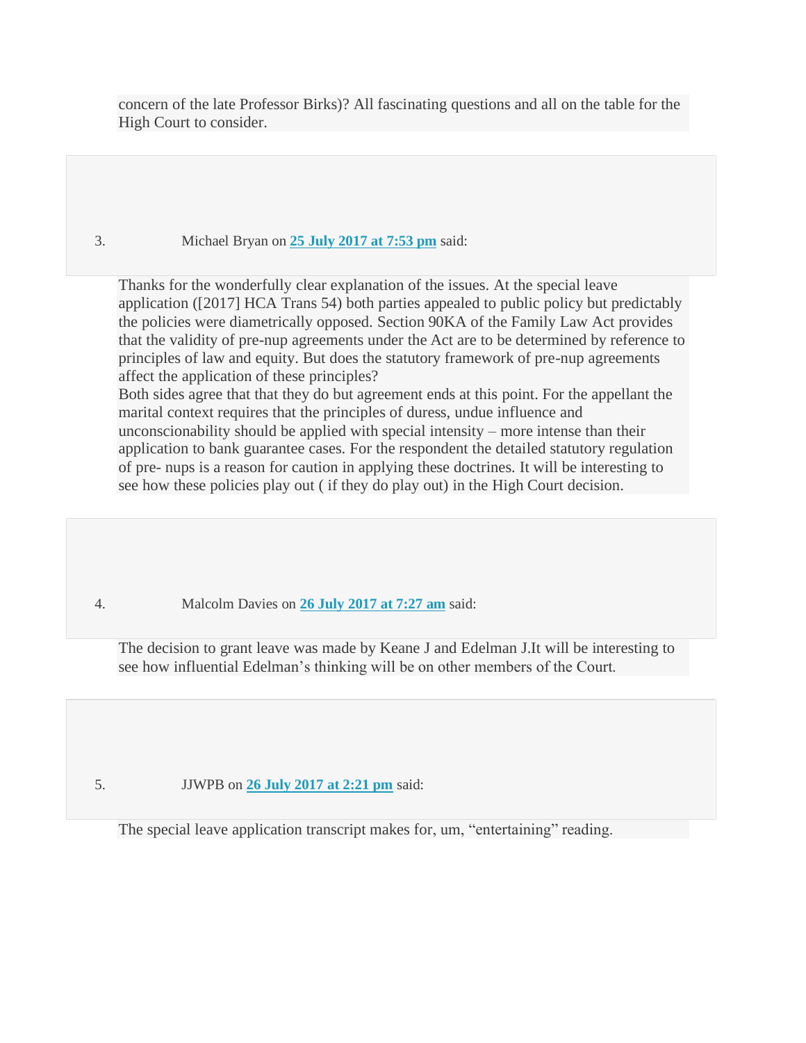concern of the late Professor Birks)? All fascinating questions and all on the table for the High Court to consider.

3. Michael Bryan on **25 July 2017 at 7:53 pm** said:

Thanks for the wonderfully clear explanation of the issues. At the special leave application ([2017] HCA Trans 54) both parties appealed to public policy but predictably the policies were diametrically opposed. Section 90KA of the Family Law Act provides that the validity of pre-nup agreements under the Act are to be determined by reference to principles of law and equity. But does the statutory framework of pre-nup agreements affect the application of these principles?
Both sides agree that that they do but agreement ends at this point. For the appellant the marital context requires that the principles of duress, undue influence and unconscionability should be applied with special intensity – more intense than their application to bank guarantee cases. For the respondent the detailed statutory regulation of pre- nups is a reason for caution in applying these doctrines. It will be interesting to see how these policies play out ( if they do play out) in the High Court decision.

4. Malcolm Davies on **26 July 2017 at 7:27 am** said:

The decision to grant leave was made by Keane J and Edelman J.It will be interesting to see how influential Edelman's thinking will be on other members of the Court.

5. JJWPB on **26 July 2017 at 2:21 pm** said:

The special leave application transcript makes for, um, "entertaining" reading.